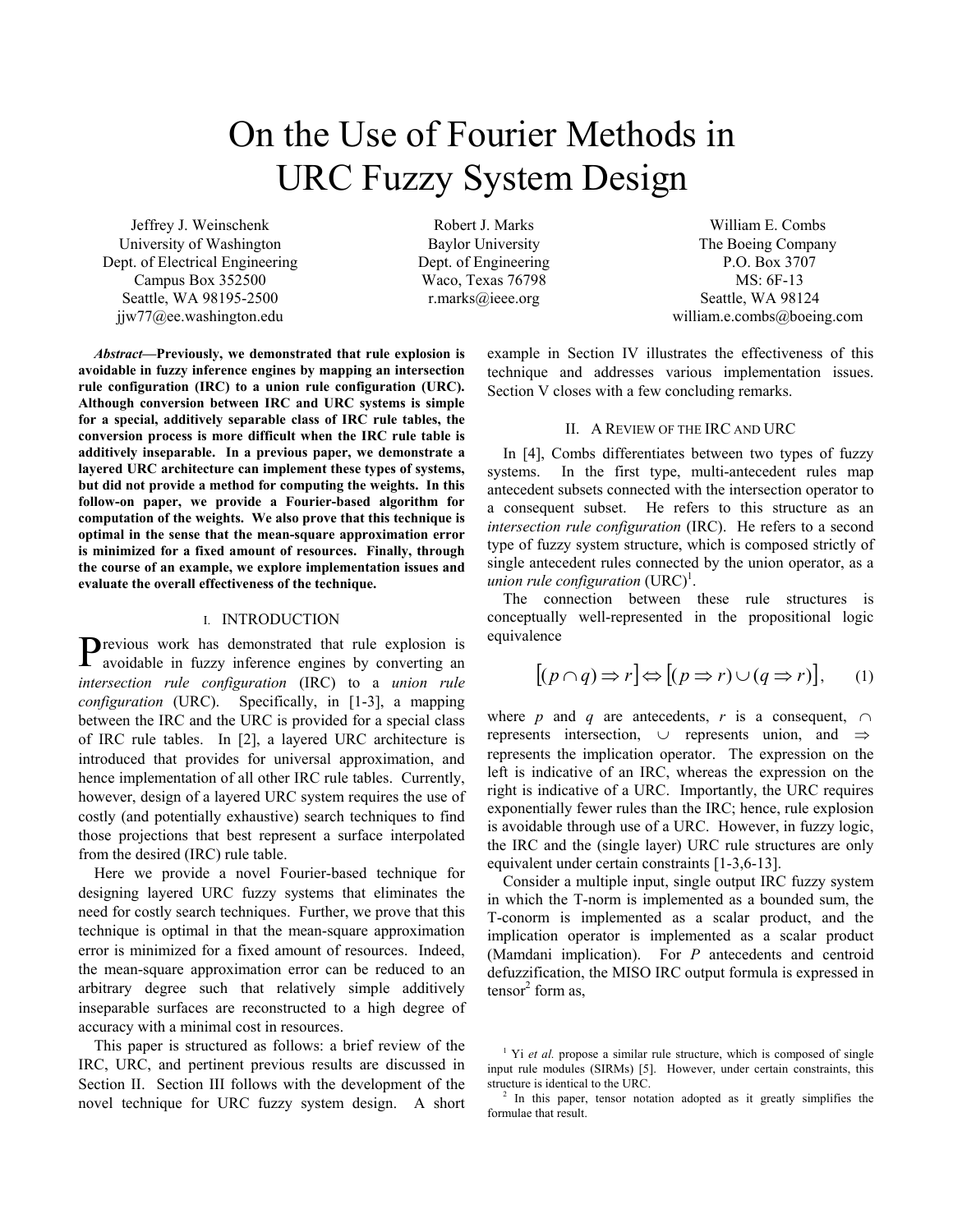# On the Use of Fourier Methods in URC Fuzzy System Design

Jeffrey J. Weinschenk
University of Washington
Dept. of Electrical Engineering
Campus Box 352500
Seattle, WA 98195-2500
jjw77@ee.washington.edu

Robert J. Marks
Baylor University
Dept. of Engineering
Waco, Texas 76798
r.marks@ieee.org

William E. Combs
The Boeing Company
P.O. Box 3707
MS: 6F-13
Seattle, WA 98124
william.e.combs@boeing.com

***Abstract*—Previously, we demonstrated that rule explosion is avoidable in fuzzy inference engines by mapping an intersection rule configuration (IRC) to a union rule configuration (URC). Although conversion between IRC and URC systems is simple for a special, additively separable class of IRC rule tables, the conversion process is more difficult when the IRC rule table is additively inseparable. In a previous paper, we demonstrate a layered URC architecture can implement these types of systems, but did not provide a method for computing the weights. In this follow-on paper, we provide a Fourier-based algorithm for computation of the weights. We also prove that this technique is optimal in the sense that the mean-square approximation error is minimized for a fixed amount of resources. Finally, through the course of an example, we explore implementation issues and evaluate the overall effectiveness of the technique.**

## I. INTRODUCTION

Previous work has demonstrated that rule explosion is avoidable in fuzzy inference engines by converting an *intersection rule configuration* (IRC) to a *union rule configuration* (URC). Specifically, in [1-3], a mapping between the IRC and the URC is provided for a special class of IRC rule tables. In [2], a layered URC architecture is introduced that provides for universal approximation, and hence implementation of all other IRC rule tables. Currently, however, design of a layered URC system requires the use of costly (and potentially exhaustive) search techniques to find those projections that best represent a surface interpolated from the desired (IRC) rule table.

Here we provide a novel Fourier-based technique for designing layered URC fuzzy systems that eliminates the need for costly search techniques. Further, we prove that this technique is optimal in that the mean-square approximation error is minimized for a fixed amount of resources. Indeed, the mean-square approximation error can be reduced to an arbitrary degree such that relatively simple additively inseparable surfaces are reconstructed to a high degree of accuracy with a minimal cost in resources.

This paper is structured as follows: a brief review of the IRC, URC, and pertinent previous results are discussed in Section II. Section III follows with the development of the novel technique for URC fuzzy system design. A short example in Section IV illustrates the effectiveness of this technique and addresses various implementation issues. Section V closes with a few concluding remarks.

## II. A REVIEW OF THE IRC AND URC

In [4], Combs differentiates between two types of fuzzy systems. In the first type, multi-antecedent rules map antecedent subsets connected with the intersection operator to a consequent subset. He refers to this structure as an *intersection rule configuration* (IRC). He refers to a second type of fuzzy system structure, which is composed strictly of single antecedent rules connected by the union operator, as a *union rule configuration* (URC)[1].

The connection between these rule structures is conceptually well-represented in the propositional logic equivalence

$$\left[(p \cap q) \Rightarrow r\right] \Leftrightarrow \left[(p \Rightarrow r) \cup (q \Rightarrow r)\right], \qquad (1)$$

where $p$ and $q$ are antecedents, $r$ is a consequent, $\cap$ represents intersection, $\cup$ represents union, and $\Rightarrow$ represents the implication operator. The expression on the left is indicative of an IRC, whereas the expression on the right is indicative of a URC. Importantly, the URC requires exponentially fewer rules than the IRC; hence, rule explosion is avoidable through use of a URC. However, in fuzzy logic, the IRC and the (single layer) URC rule structures are only equivalent under certain constraints [1-3,6-13].

Consider a multiple input, single output IRC fuzzy system in which the T-norm is implemented as a bounded sum, the T-conorm is implemented as a scalar product, and the implication operator is implemented as a scalar product (Mamdani implication). For $P$ antecedents and centroid defuzzification, the MISO IRC output formula is expressed in tensor[2] form as,

[1] Yi *et al.* propose a similar rule structure, which is composed of single input rule modules (SIRMs) [5]. However, under certain constraints, this structure is identical to the URC.

[2] In this paper, tensor notation adopted as it greatly simplifies the formulae that result.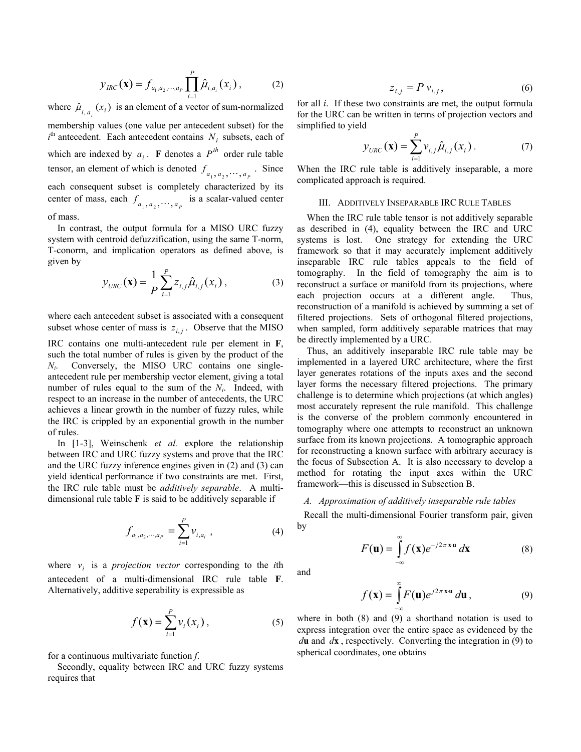$$y_{IRC}(\mathbf{x}) = f_{a_1,a_2,\cdots,a_P} \prod_{i=1}^{P} \hat{\mu}_{i,a_i}(x_i)\,, \tag{2}$$

where $\hat{\mu}_{i,a_i}(x_i)$ is an element of a vector of sum-normalized membership values (one value per antecedent subset) for the $i^{\text{th}}$ antecedent. Each antecedent contains $N_i$ subsets, each of which are indexed by $a_i$. $\mathbf{F}$ denotes a $P^{th}$ order rule table tensor, an element of which is denoted $f_{a_1,a_2,\cdots,a_P}$. Since each consequent subset is completely characterized by its center of mass, each $f_{a_1,a_2,\cdots,a_P}$ is a scalar-valued center of mass.

In contrast, the output formula for a MISO URC fuzzy system with centroid defuzzification, using the same T-norm, T-conorm, and implication operators as defined above, is given by

$$y_{URC}(\mathbf{x}) = \frac{1}{P} \sum_{i=1}^{P} z_{i,j}\, \hat{\mu}_{i,j}(x_i)\,, \tag{3}$$

where each antecedent subset is associated with a consequent subset whose center of mass is $z_{i,j}$. Observe that the MISO IRC contains one multi-antecedent rule per element in $\mathbf{F}$, such the total number of rules is given by the product of the $N_i$. Conversely, the MISO URC contains one single-antecedent rule per membership vector element, giving a total number of rules equal to the sum of the $N_i$. Indeed, with respect to an increase in the number of antecedents, the URC achieves a linear growth in the number of fuzzy rules, while the IRC is crippled by an exponential growth in the number of rules.

In [1-3], Weinschenk *et al.* explore the relationship between IRC and URC fuzzy systems and prove that the IRC and the URC fuzzy inference engines given in (2) and (3) can yield identical performance if two constraints are met. First, the IRC rule table must be *additively separable*. A multi-dimensional rule table $\mathbf{F}$ is said to be additively separable if

$$f_{a_1,a_2,\cdots,a_P} = \sum_{i=1}^{P} v_{i,a_i}\,, \tag{4}$$

where $v_i$ is a *projection vector* corresponding to the $i$th antecedent of a multi-dimensional IRC rule table $\mathbf{F}$. Alternatively, additive seperability is expressible as

$$f(\mathbf{x}) = \sum_{i=1}^{P} v_i(x_i)\,, \tag{5}$$

for a continuous multivariate function $f$.

Secondly, equality between IRC and URC fuzzy systems requires that

$$z_{i,j} = P\, v_{i,j}\,, \tag{6}$$

for all $i$. If these two constraints are met, the output formula for the URC can be written in terms of projection vectors and simplified to yield

$$y_{URC}(\mathbf{x}) = \sum_{i=1}^{P} v_{i,j}\, \hat{\mu}_{i,j}(x_i)\,. \tag{7}$$

When the IRC rule table is additively inseparable, a more complicated approach is required.

## III. Additively Inseparable IRC Rule Tables

When the IRC rule table tensor is not additively separable as described in (4), equality between the IRC and URC systems is lost. One strategy for extending the URC framework so that it may accurately implement additively inseparable IRC rule tables appeals to the field of tomography. In the field of tomography the aim is to reconstruct a surface or manifold from its projections, where each projection occurs at a different angle. Thus, reconstruction of a manifold is achieved by summing a set of filtered projections. Sets of orthogonal filtered projections, when sampled, form additively separable matrices that may be directly implemented by a URC.

Thus, an additively inseparable IRC rule table may be implemented in a layered URC architecture, where the first layer generates rotations of the inputs axes and the second layer forms the necessary filtered projections. The primary challenge is to determine which projections (at which angles) most accurately represent the rule manifold. This challenge is the converse of the problem commonly encountered in tomography where one attempts to reconstruct an unknown surface from its known projections. A tomographic approach for reconstructing a known surface with arbitrary accuracy is the focus of Subsection A. It is also necessary to develop a method for rotating the input axes within the URC framework—this is discussed in Subsection B.

### *A. Approximation of additively inseparable rule tables*

Recall the multi-dimensional Fourier transform pair, given by

$$F(\mathbf{u}) = \int_{-\infty}^{\infty} f(\mathbf{x}) e^{-j2\pi\, \mathbf{x}\cdot\mathbf{u}}\, d\mathbf{x} \tag{8}$$

and

$$f(\mathbf{x}) = \int_{-\infty}^{\infty} F(\mathbf{u}) e^{j2\pi\, \mathbf{x}\cdot\mathbf{u}}\, d\mathbf{u}\,, \tag{9}$$

where in both (8) and (9) a shorthand notation is used to express integration over the entire space as evidenced by the $d\mathbf{u}$ and $d\mathbf{x}$, respectively. Converting the integration in (9) to spherical coordinates, one obtains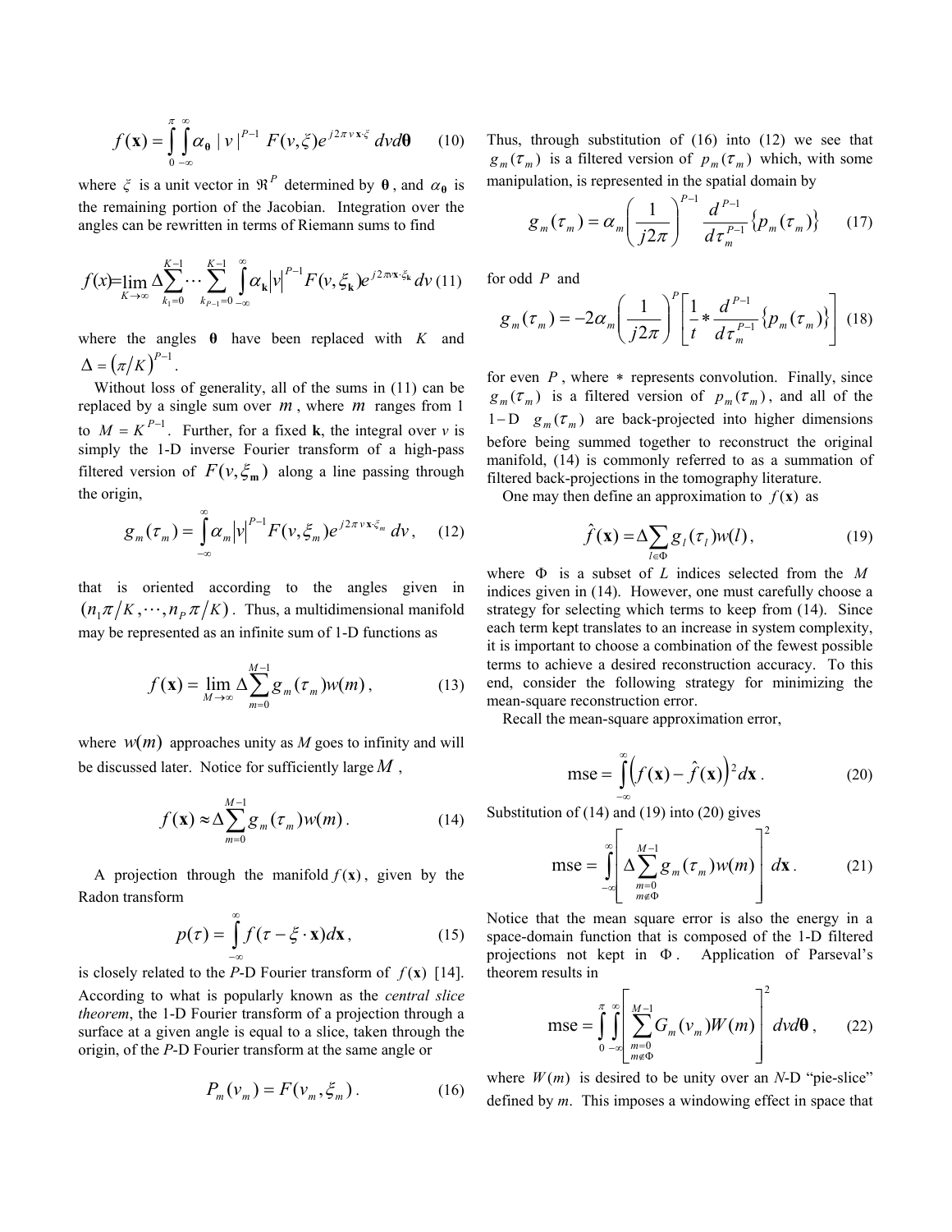$$f(\mathbf{x})=\int_{0}^{\pi}\int_{-\infty}^{\infty}\alpha_{\boldsymbol{\theta}}\,|\,v\,|^{P-1}\,F(v,\xi)e^{j2\pi v\,\mathbf{x}\cdot\xi}\,dv d\boldsymbol{\theta} \qquad (10)$$

where $\xi$ is a unit vector in $\Re^{P}$ determined by $\boldsymbol{\theta}$, and $\alpha_{\boldsymbol{\theta}}$ is the remaining portion of the Jacobian. Integration over the angles can be rewritten in terms of Riemann sums to find

$$f(x)=\lim_{K\to\infty}\Delta\sum_{k_1=0}^{K-1}\cdots\sum_{k_{P-1}=0}^{K-1}\int_{-\infty}^{\infty}\alpha_{\mathbf{k}}|v|^{P-1}F(v,\xi_{\mathbf{k}})e^{j2\pi v\mathbf{x}\cdot\xi_{\mathbf{k}}}\,dv \qquad (11)$$

where the angles $\boldsymbol{\theta}$ have been replaced with $K$ and $\Delta=\left(\pi/K\right)^{P-1}$.

Without loss of generality, all of the sums in (11) can be replaced by a single sum over $m$, where $m$ ranges from 1 to $M=K^{P-1}$. Further, for a fixed $\mathbf{k}$, the integral over $v$ is simply the 1-D inverse Fourier transform of a high-pass filtered version of $F(v,\xi_{\mathbf{m}})$ along a line passing through the origin,

$$g_m(\tau_m)=\int_{-\infty}^{\infty}\alpha_m|v|^{P-1}F(v,\xi_m)e^{j2\pi v\,\mathbf{x}\cdot\xi_m}\,dv\,, \qquad (12)$$

that is oriented according to the angles given in $\left(n_1\pi/K,\cdots,n_P\pi/K\right)$. Thus, a multidimensional manifold may be represented as an infinite sum of 1-D functions as

$$f(\mathbf{x})=\lim_{M\to\infty}\Delta\sum_{m=0}^{M-1}g_m(\tau_m)w(m)\,, \qquad (13)$$

where $w(m)$ approaches unity as $M$ goes to infinity and will be discussed later. Notice for sufficiently large $M$,

$$f(\mathbf{x})\approx\Delta\sum_{m=0}^{M-1}g_m(\tau_m)w(m)\,. \qquad (14)$$

A projection through the manifold $f(\mathbf{x})$, given by the Radon transform

$$p(\tau)=\int_{-\infty}^{\infty}f(\tau-\xi\cdot\mathbf{x})d\mathbf{x}\,, \qquad (15)$$

is closely related to the *P*-D Fourier transform of $f(\mathbf{x})$ [14]. According to what is popularly known as the *central slice theorem*, the 1-D Fourier transform of a projection through a surface at a given angle is equal to a slice, taken through the origin, of the *P*-D Fourier transform at the same angle or

$$P_m(v_m)=F(v_m,\xi_m)\,. \qquad (16)$$

Thus, through substitution of (16) into (12) we see that $g_m(\tau_m)$ is a filtered version of $p_m(\tau_m)$ which, with some manipulation, is represented in the spatial domain by

$$g_m(\tau_m)=\alpha_m\left(\frac{1}{j2\pi}\right)^{P-1}\frac{d^{P-1}}{d\tau_m^{P-1}}\{p_m(\tau_m)\} \qquad (17)$$

for odd $P$ and

$$g_m(\tau_m)=-2\alpha_m\left(\frac{1}{j2\pi}\right)^{P}\left[\frac{1}{t}*\frac{d^{P-1}}{d\tau_m^{P-1}}\{p_m(\tau_m)\}\right] \qquad (18)$$

for even $P$, where $*$ represents convolution. Finally, since $g_m(\tau_m)$ is a filtered version of $p_m(\tau_m)$, and all of the $1-\mathrm{D}$ $g_m(\tau_m)$ are back-projected into higher dimensions before being summed together to reconstruct the original manifold, (14) is commonly referred to as a summation of filtered back-projections in the tomography literature.

One may then define an approximation to $f(\mathbf{x})$ as

$$\hat{f}(\mathbf{x})=\Delta\sum_{l\in\Phi}g_l(\tau_l)w(l)\,, \qquad (19)$$

where $\Phi$ is a subset of $L$ indices selected from the $M$ indices given in (14). However, one must carefully choose a strategy for selecting which terms to keep from (14). Since each term kept translates to an increase in system complexity, it is important to choose a combination of the fewest possible terms to achieve a desired reconstruction accuracy. To this end, consider the following strategy for minimizing the mean-square reconstruction error.

Recall the mean-square approximation error,

$$\mathrm{mse}=\int_{-\infty}^{\infty}\left(f(\mathbf{x})-\hat{f}(\mathbf{x})\right)^2d\mathbf{x}\,. \qquad (20)$$

Substitution of (14) and (19) into (20) gives

$$\mathrm{mse}=\int_{-\infty}^{\infty}\left[\Delta\sum_{\substack{m=0\\ m\notin\Phi}}^{M-1}g_m(\tau_m)w(m)\right]^2d\mathbf{x}\,. \qquad (21)$$

Notice that the mean square error is also the energy in a space-domain function that is composed of the 1-D filtered projections not kept in $\Phi$. Application of Parseval's theorem results in

$$\mathrm{mse}=\int_{0}^{\pi}\int_{-\infty}^{\infty}\left[\sum_{\substack{m=0\\ m\notin\Phi}}^{M-1}G_m(v_m)W(m)\right]^2dv d\boldsymbol{\theta}\,, \qquad (22)$$

where $W(m)$ is desired to be unity over an *N*-D "pie-slice" defined by *m*. This imposes a windowing effect in space that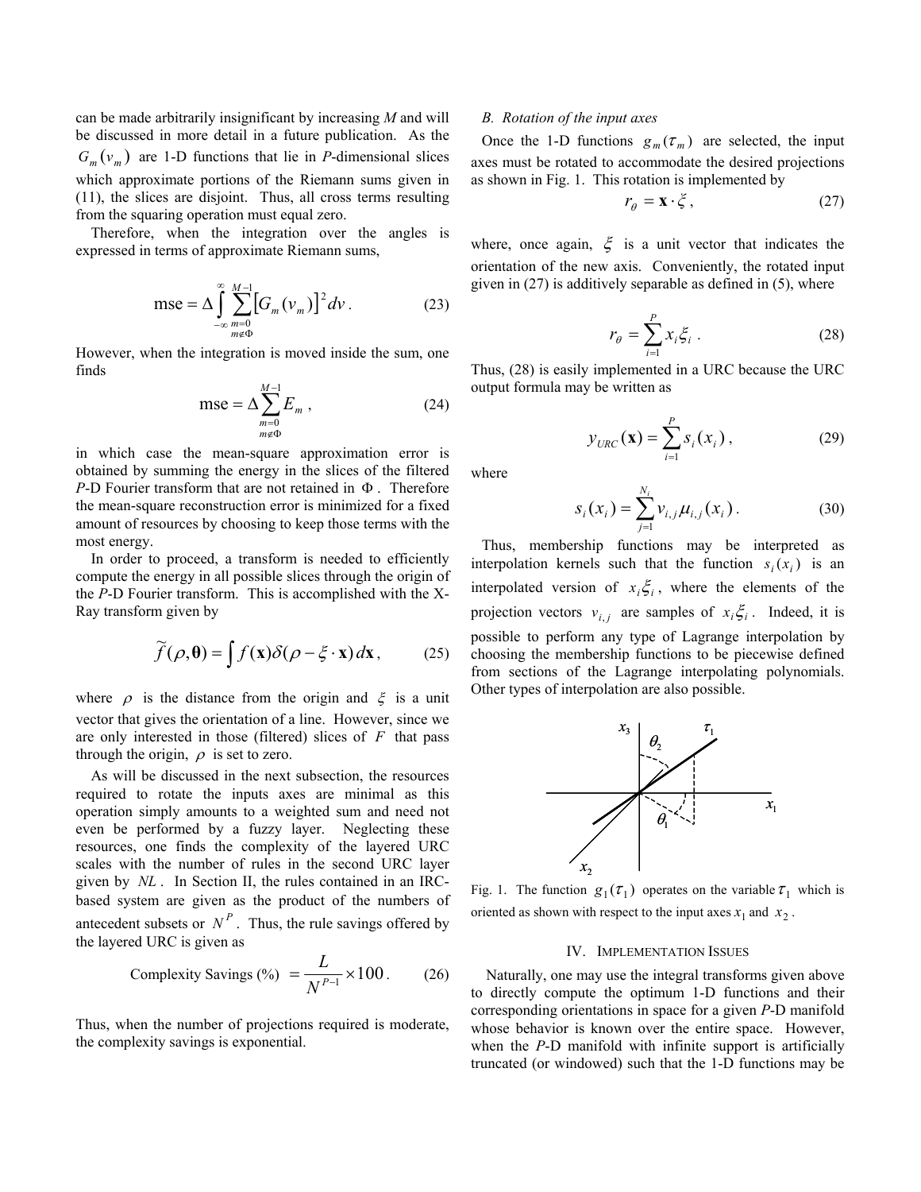can be made arbitrarily insignificant by increasing $M$ and will be discussed in more detail in a future publication. As the $G_m(v_m)$ are 1-D functions that lie in $P$-dimensional slices which approximate portions of the Riemann sums given in (11), the slices are disjoint. Thus, all cross terms resulting from the squaring operation must equal zero.

Therefore, when the integration over the angles is expressed in terms of approximate Riemann sums,

$$\text{mse} = \Delta \int_{-\infty}^{\infty} \sum_{\substack{m=0 \\ m \notin \Phi}}^{M-1} \left[ G_m(v_m) \right]^2 dv . \tag{23}$$

However, when the integration is moved inside the sum, one finds

$$\text{mse} = \Delta \sum_{\substack{m=0 \\ m \notin \Phi}}^{M-1} E_m , \tag{24}$$

in which case the mean-square approximation error is obtained by summing the energy in the slices of the filtered $P$-D Fourier transform that are not retained in $\Phi$. Therefore the mean-square reconstruction error is minimized for a fixed amount of resources by choosing to keep those terms with the most energy.

In order to proceed, a transform is needed to efficiently compute the energy in all possible slices through the origin of the $P$-D Fourier transform. This is accomplished with the X-Ray transform given by

$$\tilde{f}(\rho, \boldsymbol{\theta}) = \int f(\mathbf{x}) \delta(\rho - \xi \cdot \mathbf{x})\, d\mathbf{x}, \tag{25}$$

where $\rho$ is the distance from the origin and $\xi$ is a unit vector that gives the orientation of a line. However, since we are only interested in those (filtered) slices of $F$ that pass through the origin, $\rho$ is set to zero.

As will be discussed in the next subsection, the resources required to rotate the inputs axes are minimal as this operation simply amounts to a weighted sum and need not even be performed by a fuzzy layer. Neglecting these resources, one finds the complexity of the layered URC scales with the number of rules in the second URC layer given by $NL$. In Section II, the rules contained in an IRC-based system are given as the product of the numbers of antecedent subsets or $N^P$. Thus, the rule savings offered by the layered URC is given as

$$\text{Complexity Savings (\%)} = \frac{L}{N^{P-1}} \times 100 . \tag{26}$$

Thus, when the number of projections required is moderate, the complexity savings is exponential.

## B. Rotation of the input axes

Once the 1-D functions $g_m(\tau_m)$ are selected, the input axes must be rotated to accommodate the desired projections as shown in Fig. 1. This rotation is implemented by

$$r_\theta = \mathbf{x} \cdot \xi , \tag{27}$$

where, once again, $\xi$ is a unit vector that indicates the orientation of the new axis. Conveniently, the rotated input given in (27) is additively separable as defined in (5), where

$$r_\theta = \sum_{i=1}^{P} x_i \xi_i . \tag{28}$$

Thus, (28) is easily implemented in a URC because the URC output formula may be written as

$$y_{URC}(\mathbf{x}) = \sum_{i=1}^{P} s_i(x_i) , \tag{29}$$

where

$$s_i(x_i) = \sum_{j=1}^{N_i} v_{i,j} \mu_{i,j}(x_i) . \tag{30}$$

Thus, membership functions may be interpreted as interpolation kernels such that the function $s_i(x_i)$ is an interpolated version of $x_i \xi_i$, where the elements of the projection vectors $v_{i,j}$ are samples of $x_i \xi_i$. Indeed, it is possible to perform any type of Lagrange interpolation by choosing the membership functions to be piecewise defined from sections of the Lagrange interpolating polynomials. Other types of interpolation are also possible.

Fig. 1. The function $g_1(\tau_1)$ operates on the variable $\tau_1$ which is oriented as shown with respect to the input axes $x_1$ and $x_2$.

# IV. Implementation Issues

Naturally, one may use the integral transforms given above to directly compute the optimum 1-D functions and their corresponding orientations in space for a given $P$-D manifold whose behavior is known over the entire space. However, when the $P$-D manifold with infinite support is artificially truncated (or windowed) such that the 1-D functions may be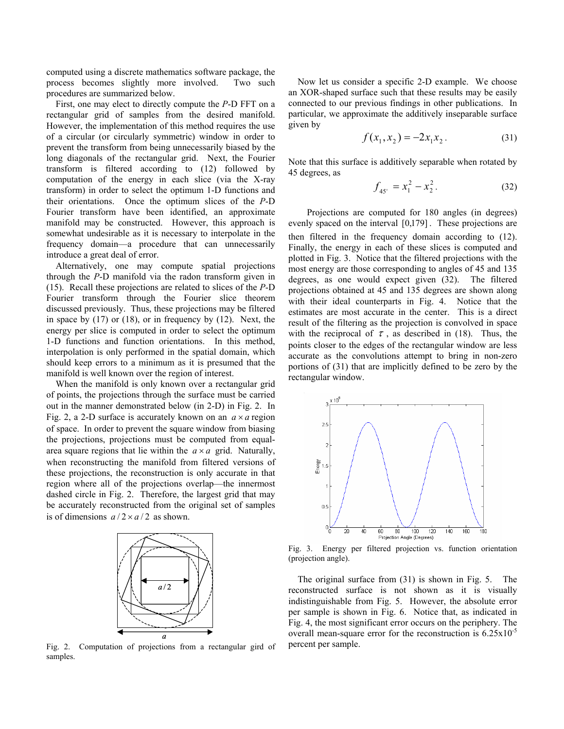computed using a discrete mathematics software package, the process becomes slightly more involved. Two such procedures are summarized below.

First, one may elect to directly compute the *P*-D FFT on a rectangular grid of samples from the desired manifold. However, the implementation of this method requires the use of a circular (or circularly symmetric) window in order to prevent the transform from being unnecessarily biased by the long diagonals of the rectangular grid. Next, the Fourier transform is filtered according to (12) followed by computation of the energy in each slice (via the X-ray transform) in order to select the optimum 1-D functions and their orientations. Once the optimum slices of the *P*-D Fourier transform have been identified, an approximate manifold may be constructed. However, this approach is somewhat undesirable as it is necessary to interpolate in the frequency domain—a procedure that can unnecessarily introduce a great deal of error.

Alternatively, one may compute spatial projections through the *P*-D manifold via the radon transform given in (15). Recall these projections are related to slices of the *P*-D Fourier transform through the Fourier slice theorem discussed previously. Thus, these projections may be filtered in space by (17) or (18), or in frequency by (12). Next, the energy per slice is computed in order to select the optimum 1-D functions and function orientations. In this method, interpolation is only performed in the spatial domain, which should keep errors to a minimum as it is presumed that the manifold is well known over the region of interest.

When the manifold is only known over a rectangular grid of points, the projections through the surface must be carried out in the manner demonstrated below (in 2-D) in Fig. 2. In Fig. 2, a 2-D surface is accurately known on an $a \times a$ region of space. In order to prevent the square window from biasing the projections, projections must be computed from equal-area square regions that lie within the $a \times a$ grid. Naturally, when reconstructing the manifold from filtered versions of these projections, the reconstruction is only accurate in that region where all of the projections overlap—the innermost dashed circle in Fig. 2. Therefore, the largest grid that may be accurately reconstructed from the original set of samples is of dimensions $a/2 \times a/2$ as shown.

Fig. 2. Computation of projections from a rectangular gird of samples.

Now let us consider a specific 2-D example. We choose an XOR-shaped surface such that these results may be easily connected to our previous findings in other publications. In particular, we approximate the additively inseparable surface given by

$$f(x_1, x_2) = -2x_1x_2 . \tag{31}$$

Note that this surface is additively separable when rotated by 45 degrees, as

$$f_{45^\circ} = x_1^2 - x_2^2 . \tag{32}$$

Projections are computed for 180 angles (in degrees) evenly spaced on the interval $[0,179]$. These projections are then filtered in the frequency domain according to (12). Finally, the energy in each of these slices is computed and plotted in Fig. 3. Notice that the filtered projections with the most energy are those corresponding to angles of 45 and 135 degrees, as one would expect given (32). The filtered projections obtained at 45 and 135 degrees are shown along with their ideal counterparts in Fig. 4. Notice that the estimates are most accurate in the center. This is a direct result of the filtering as the projection is convolved in space with the reciprocal of $\tau$, as described in (18). Thus, the points closer to the edges of the rectangular window are less accurate as the convolutions attempt to bring in non-zero portions of (31) that are implicitly defined to be zero by the rectangular window.

Fig. 3. Energy per filtered projection vs. function orientation (projection angle).

The original surface from (31) is shown in Fig. 5. The reconstructed surface is not shown as it is visually indistinguishable from Fig. 5. However, the absolute error per sample is shown in Fig. 6. Notice that, as indicated in Fig. 4, the most significant error occurs on the periphery. The overall mean-square error for the reconstruction is $6.25 \times 10^{-5}$ percent per sample.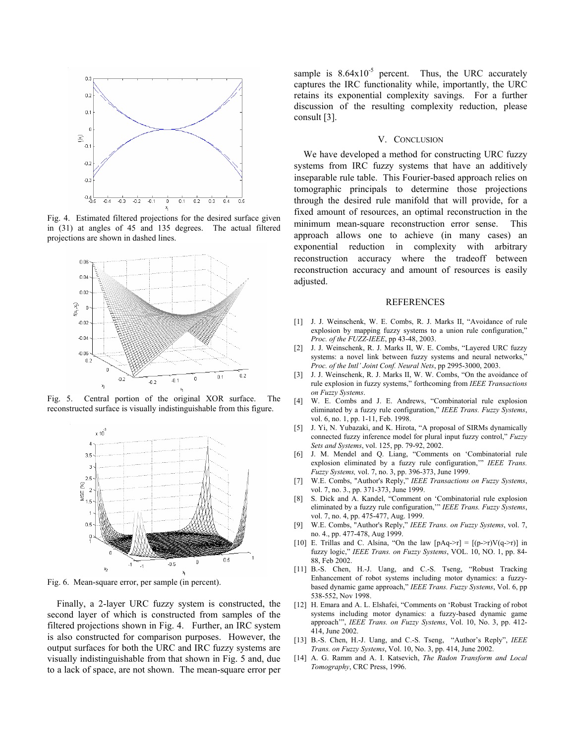0.3
0.2
0.1
0
-0.1
-0.2
-0.3
-0.4
-0.5 -0.4 -0.3 -0.2 -0.1 0 0.1 0.2 0.3 0.4 0.5

f(x)

$x_i$

Fig. 4. Estimated filtered projections for the desired surface given in (31) at angles of 45 and 135 degrees. The actual filtered projections are shown in dashed lines.

0.06
0.04
0.02
0
-0.02
-0.04
-0.06

$f(x_1, x_2)$

0.2 0 -0.2

$x_2$

-0.2 -0.1 0 0.1 0.2

$x_1$

Fig. 5. Central portion of the original XOR surface. The reconstructed surface is visually indistinguishable from this figure.

$\times 10^{-3}$

4
3.5
3
2.5
2
1.5
1
0.5
0

MSE (%)

1 0 -1

$x_2$

-1 -0.5 0 0.5 1

$x_1$

Fig. 6. Mean-square error, per sample (in percent).

Finally, a 2-layer URC fuzzy system is constructed, the second layer of which is constructed from samples of the filtered projections shown in Fig. 4. Further, an IRC system is also constructed for comparison purposes. However, the output surfaces for both the URC and IRC fuzzy systems are visually indistinguishable from that shown in Fig. 5 and, due to a lack of space, are not shown. The mean-square error per sample is $8.64\text{x}10^{-5}$ percent. Thus, the URC accurately captures the IRC functionality while, importantly, the URC retains its exponential complexity savings. For a further discussion of the resulting complexity reduction, please consult [3].

## V. Conclusion

We have developed a method for constructing URC fuzzy systems from IRC fuzzy systems that have an additively inseparable rule table. This Fourier-based approach relies on tomographic principals to determine those projections through the desired rule manifold that will provide, for a fixed amount of resources, an optimal reconstruction in the minimum mean-square reconstruction error sense. This approach allows one to achieve (in many cases) an exponential reduction in complexity with arbitrary reconstruction accuracy where the tradeoff between reconstruction accuracy and amount of resources is easily adjusted.

## REFERENCES

[1] J. J. Weinschenk, W. E. Combs, R. J. Marks II, "Avoidance of rule explosion by mapping fuzzy systems to a union rule configuration," *Proc. of the FUZZ-IEEE*, pp 43-48, 2003.

[2] J. J. Weinschenk, R. J. Marks II, W. E. Combs, "Layered URC fuzzy systems: a novel link between fuzzy systems and neural networks," *Proc. of the Intl' Joint Conf. Neural Nets*, pp 2995-3000, 2003.

[3] J. J. Weinschenk, R. J. Marks II, W. W. Combs, "On the avoidance of rule explosion in fuzzy systems," forthcoming from *IEEE Transactions on Fuzzy Systems*.

[4] W. E. Combs and J. E. Andrews, "Combinatorial rule explosion eliminated by a fuzzy rule configuration," *IEEE Trans. Fuzzy Systems*, vol. 6, no. 1, pp. 1-11, Feb. 1998.

[5] J. Yi, N. Yubazaki, and K. Hirota, "A proposal of SIRMs dynamically connected fuzzy inference model for plural input fuzzy control," *Fuzzy Sets and Systems*, vol. 125, pp. 79-92, 2002.

[6] J. M. Mendel and Q. Liang, "Comments on 'Combinatorial rule explosion eliminated by a fuzzy rule configuration,'" *IEEE Trans. Fuzzy Systems,* vol. 7, no. 3, pp. 396-373, June 1999.

[7] W.E. Combs, "Author's Reply," *IEEE Transactions on Fuzzy Systems*, vol. 7, no. 3., pp. 371-373, June 1999.

[8] S. Dick and A. Kandel, "Comment on 'Combinatorial rule explosion eliminated by a fuzzy rule configuration,'" *IEEE Trans. Fuzzy Systems*, vol. 7, no. 4, pp. 475-477, Aug. 1999.

[9] W.E. Combs, "Author's Reply," *IEEE Trans. on Fuzzy Systems*, vol. 7, no. 4., pp. 477-478, Aug 1999.

[10] E. Trillas and C. Alsina, "On the law [pAq->r] = [(p->r)V(q->r)] in fuzzy logic," *IEEE Trans. on Fuzzy Systems*, VOL. 10, NO. 1, pp. 84-88, Feb 2002.

[11] B.-S. Chen, H.-J. Uang, and C.-S. Tseng, "Robust Tracking Enhancement of robot systems including motor dynamics: a fuzzy-based dynamic game approach," *IEEE Trans. Fuzzy Systems*, Vol. 6, pp 538-552, Nov 1998.

[12] H. Emara and A. L. Elshafei, "Comments on 'Robust Tracking of robot systems including motor dynamics: a fuzzy-based dynamic game approach'", *IEEE Trans. on Fuzzy Systems*, Vol. 10, No. 3, pp. 412-414, June 2002.

[13] B.-S. Chen, H.-J. Uang, and C.-S. Tseng, "Author's Reply", *IEEE Trans. on Fuzzy Systems*, Vol. 10, No. 3, pp. 414, June 2002.

[14] A. G. Ramm and A. I. Katsevich, *The Radon Transform and Local Tomography*, CRC Press, 1996.